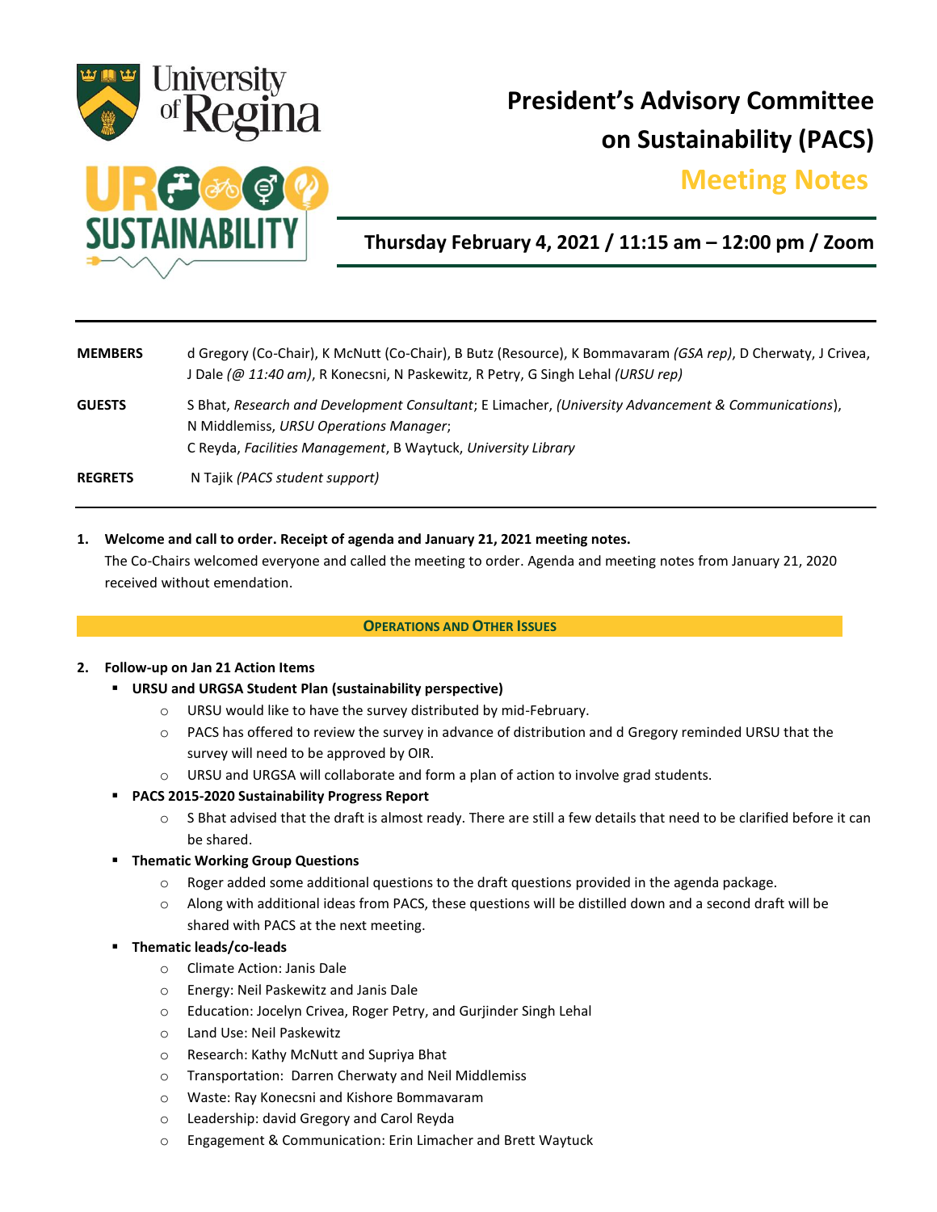# President's Advisory Committee on Sustainability (PACS)

## Meeting Notes

**Thursday February 4, 2021 / 11:15 am – 12:00 pm / Zoom**

| | |
|---|---|
| **MEMBERS** | d Gregory (Co-Chair), K McNutt (Co-Chair), B Butz (Resource), K Bommavaram *(GSA rep)*, D Cherwaty, J Crivea, J Dale *(@ 11:40 am)*, R Konecsni, N Paskewitz, R Petry, G Singh Lehal *(URSU rep)* |
| **GUESTS** | S Bhat, *Research and Development Consultant*; E Limacher, *(University Advancement & Communications)*, N Middlemiss, *URSU Operations Manager*; C Reyda, *Facilities Management*, B Waytuck, *University Library* |
| **REGRETS** | N Tajik *(PACS student support)* |

1. **Welcome and call to order. Receipt of agenda and January 21, 2021 meeting notes.**
   The Co-Chairs welcomed everyone and called the meeting to order. Agenda and meeting notes from January 21, 2020 received without emendation.

**OPERATIONS AND OTHER ISSUES**

2. **Follow-up on Jan 21 Action Items**
   - **URSU and URGSA Student Plan (sustainability perspective)**
     - URSU would like to have the survey distributed by mid-February.
     - PACS has offered to review the survey in advance of distribution and d Gregory reminded URSU that the survey will need to be approved by OIR.
     - URSU and URGSA will collaborate and form a plan of action to involve grad students.
   - **PACS 2015-2020 Sustainability Progress Report**
     - S Bhat advised that the draft is almost ready. There are still a few details that need to be clarified before it can be shared.
   - **Thematic Working Group Questions**
     - Roger added some additional questions to the draft questions provided in the agenda package.
     - Along with additional ideas from PACS, these questions will be distilled down and a second draft will be shared with PACS at the next meeting.
   - **Thematic leads/co-leads**
     - Climate Action: Janis Dale
     - Energy: Neil Paskewitz and Janis Dale
     - Education: Jocelyn Crivea, Roger Petry, and Gurjinder Singh Lehal
     - Land Use: Neil Paskewitz
     - Research: Kathy McNutt and Supriya Bhat
     - Transportation: Darren Cherwaty and Neil Middlemiss
     - Waste: Ray Konecsni and Kishore Bommavaram
     - Leadership: david Gregory and Carol Reyda
     - Engagement & Communication: Erin Limacher and Brett Waytuck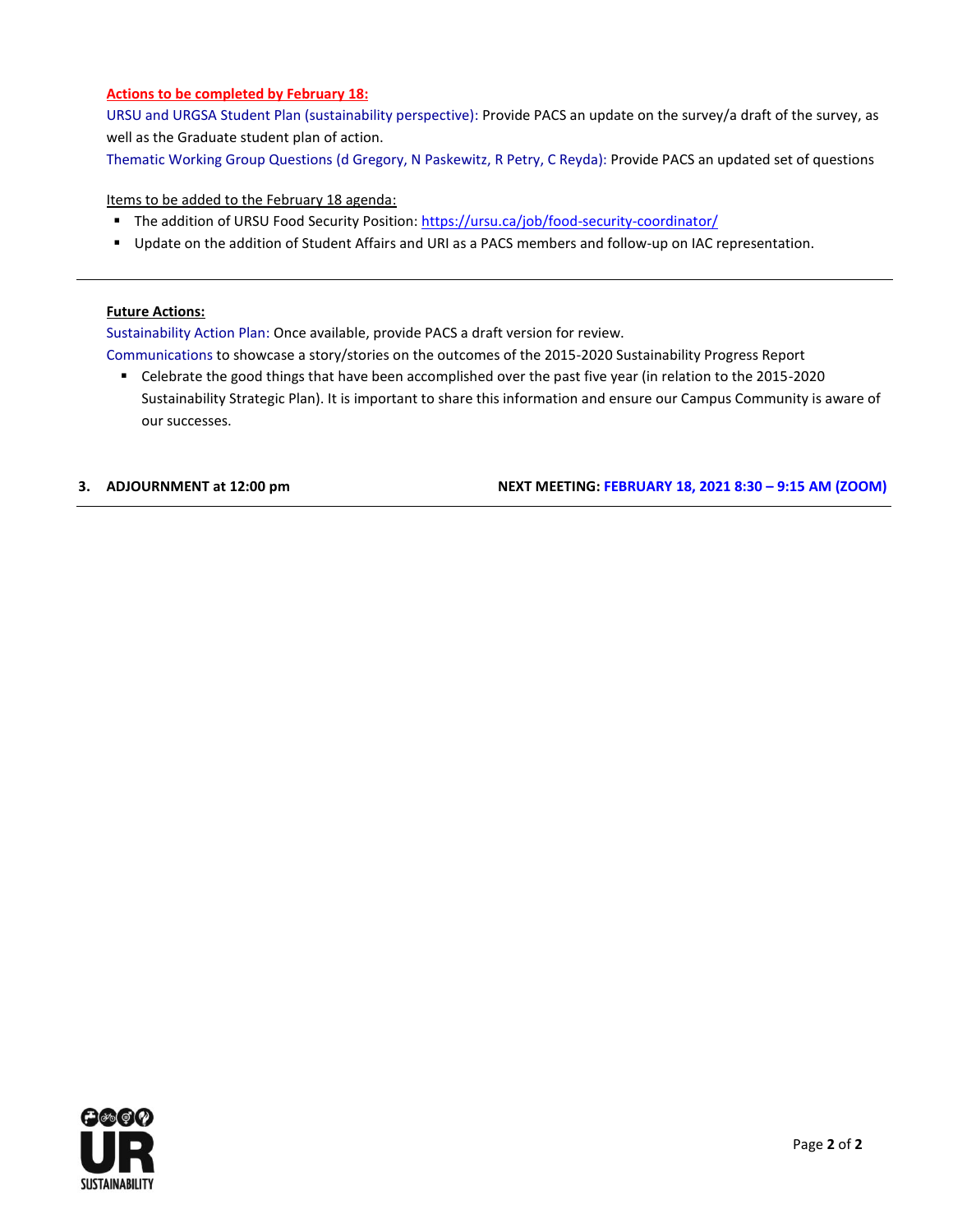**Actions to be completed by February 18:**

URSU and URGSA Student Plan (sustainability perspective): Provide PACS an update on the survey/a draft of the survey, as well as the Graduate student plan of action.

Thematic Working Group Questions (d Gregory, N Paskewitz, R Petry, C Reyda): Provide PACS an updated set of questions

Items to be added to the February 18 agenda:

- The addition of URSU Food Security Position: https://ursu.ca/job/food-security-coordinator/
- Update on the addition of Student Affairs and URI as a PACS members and follow-up on IAC representation.

---

**Future Actions:**

Sustainability Action Plan: Once available, provide PACS a draft version for review.

Communications to showcase a story/stories on the outcomes of the 2015-2020 Sustainability Progress Report

- Celebrate the good things that have been accomplished over the past five year (in relation to the 2015-2020 Sustainability Strategic Plan). It is important to share this information and ensure our Campus Community is aware of our successes.

**3. ADJOURNMENT at 12:00 pm** **NEXT MEETING: FEBRUARY 18, 2021 8:30 – 9:15 AM (ZOOM)**

---